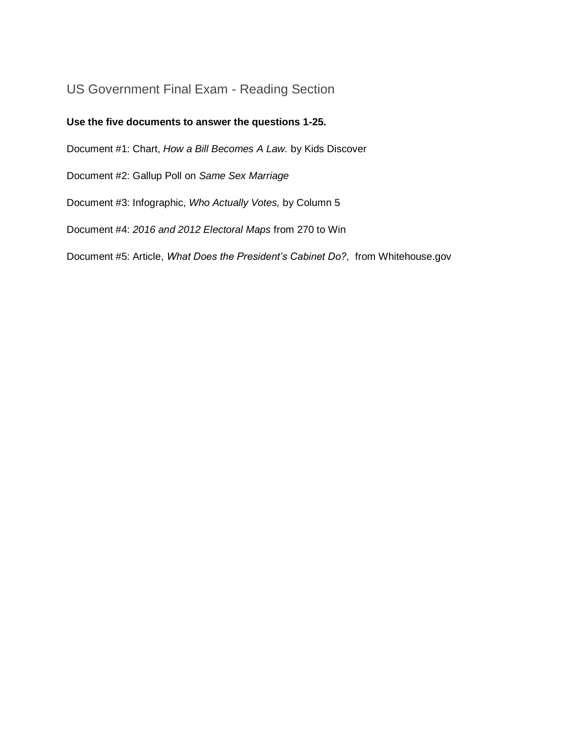# US Government Final Exam - Reading Section

**Use the five documents to answer the questions 1-25.**

Document #1: Chart, *How a Bill Becomes A Law.* by Kids Discover

Document #2: Gallup Poll on *Same Sex Marriage*

Document #3: Infographic, *Who Actually Votes,* by Column 5

Document #4: *2016 and 2012 Electoral Maps* from 270 to Win

Document #5: Article, *What Does the President's Cabinet Do?,* from Whitehouse.gov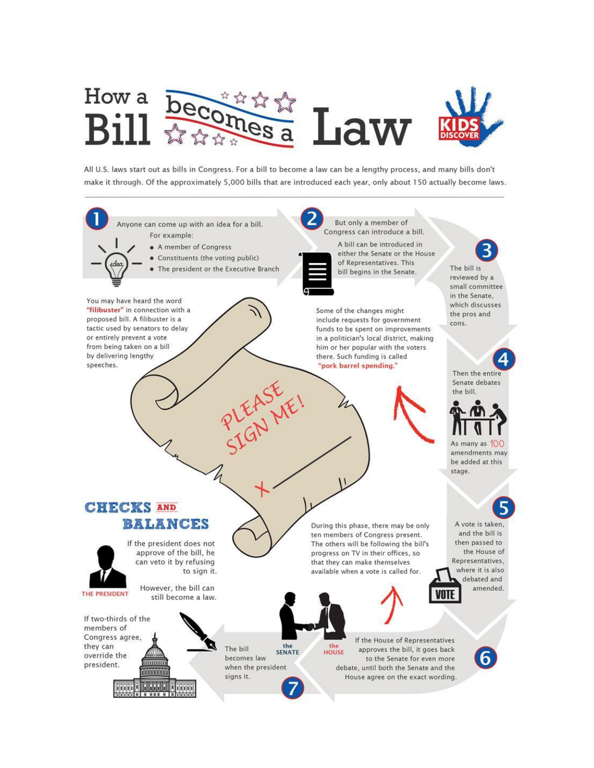# How a Bill becomes a Law

KIDS DISCOVER

All U.S. laws start out as bills in Congress. For a bill to become a law can be a lengthy process, and many bills don't make it through. Of the approximately 5,000 bills that are introduced each year, only about 150 actually become laws.

**1** Anyone can come up with an idea for a bill. For example:

- A member of Congress
- Constituents (the voting public)
- The president or the Executive Branch

**2** But only a member of Congress can introduce a bill.

A bill can be introduced in either the Senate or the House of Representatives. This bill begins in the Senate.

**3** The bill is reviewed by a small committee in the Senate, which discusses the pros and cons.

**4** Then the entire Senate debates the bill.

As many as 100 amendments may be added at this stage.

Some of the changes might include requests for government funds to be spent on improvements in a politician's local district, making him or her popular with the voters there. Such funding is called **"pork barrel spending."**

You may have heard the word **"filibuster"** in connection with a proposed bill. A filibuster is a tactic used by senators to delay or entirely prevent a vote from being taken on a bill by delivering lengthy speeches.

PLEASE SIGN ME!

**5** A vote is taken, and the bill is then passed to the House of Representatives, where it is also debated and amended.

During this phase, there may be only ten members of Congress present. The others will be following the bill's progress on TV in their offices, so that they can make themselves available when a vote is called for.

**6** If the House of Representatives approves the bill, it goes back to the Senate for even more debate, until both the Senate and the House agree on the exact wording.

the SENATE · the HOUSE

**7** The bill becomes law when the president signs it.

## CHECKS AND BALANCES

THE PRESIDENT

If the president does not approve of the bill, he can veto it by refusing to sign it.

However, the bill can still become a law.

If two-thirds of the members of Congress agree, they can override the president.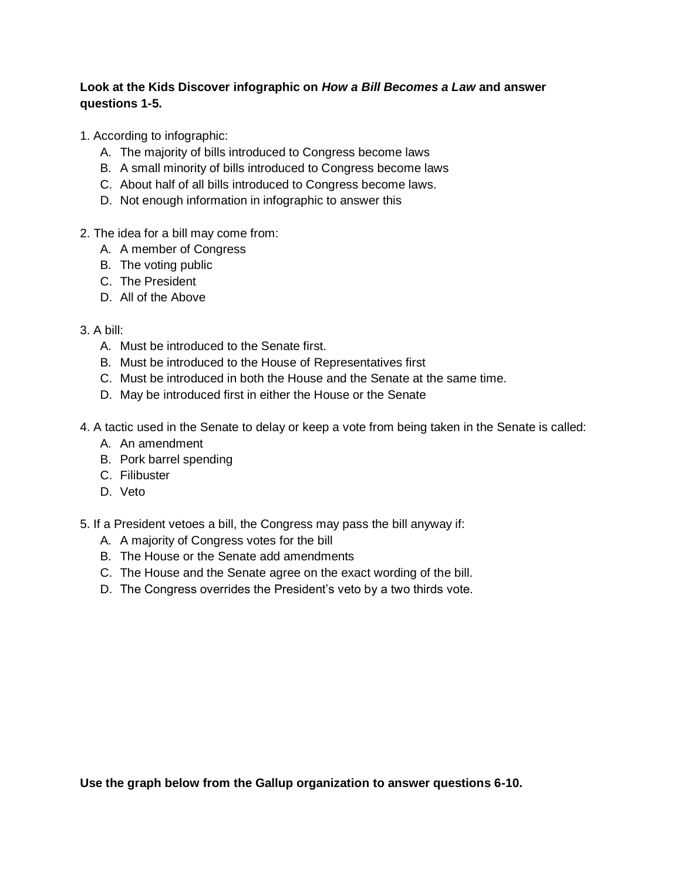**Look at the Kids Discover infographic on *How a Bill Becomes a Law* and answer questions 1-5.**

1. According to infographic:
   A. The majority of bills introduced to Congress become laws
   B. A small minority of bills introduced to Congress become laws
   C. About half of all bills introduced to Congress become laws.
   D. Not enough information in infographic to answer this

2. The idea for a bill may come from:
   A. A member of Congress
   B. The voting public
   C. The President
   D. All of the Above

3. A bill:
   A. Must be introduced to the Senate first.
   B. Must be introduced to the House of Representatives first
   C. Must be introduced in both the House and the Senate at the same time.
   D. May be introduced first in either the House or the Senate

4. A tactic used in the Senate to delay or keep a vote from being taken in the Senate is called:
   A. An amendment
   B. Pork barrel spending
   C. Filibuster
   D. Veto

5. If a President vetoes a bill, the Congress may pass the bill anyway if:
   A. A majority of Congress votes for the bill
   B. The House or the Senate add amendments
   C. The House and the Senate agree on the exact wording of the bill.
   D. The Congress overrides the President's veto by a two thirds vote.

**Use the graph below from the Gallup organization to answer questions 6-10.**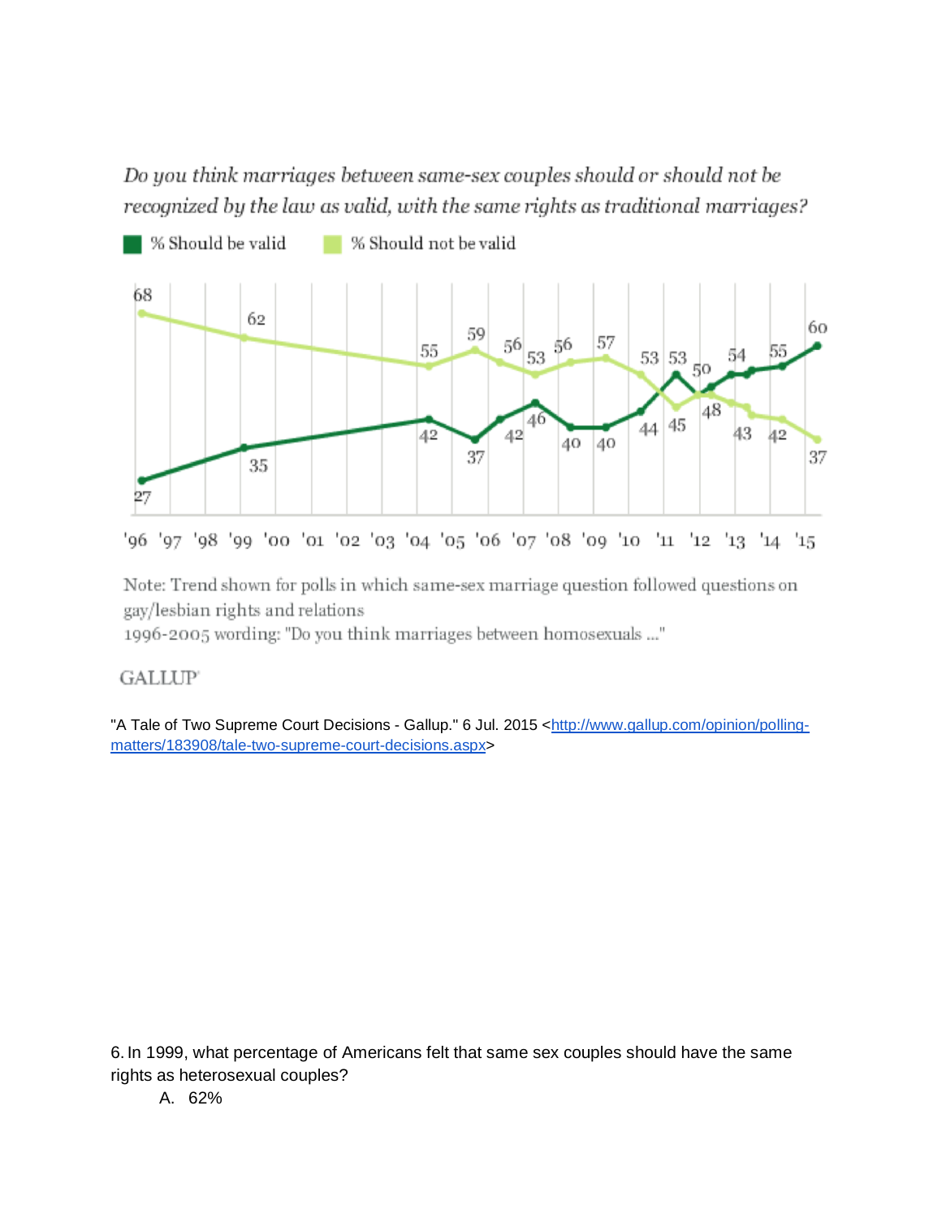*Do you think marriages between same-sex couples should or should not be recognized by the law as valid, with the same rights as traditional marriages?*

% Should be valid    % Should not be valid

| Year | % Should be valid | % Should not be valid |
|---|---|---|
| '96 | 27 | 68 |
| '99 | 35 | 62 |
| '04 | 42 | 55 |
| '05 | 37 | 59 |
| '06 | 42 | 56 |
| '07 | 46 | 53 |
| '08 | 40 | 56 |
| '09 | 40 | 57 |
| '10 | 44 | 53 |
| '11 | 53 | 45 |
| '12 | 50 | 48 |
| '13 | 54 | 43 |
| '14 | 55 | 42 |
| '15 | 60 | 37 |

Note: Trend shown for polls in which same-sex marriage question followed questions on gay/lesbian rights and relations
1996-2005 wording: "Do you think marriages between homosexuals ..."

GALLUP

"A Tale of Two Supreme Court Decisions - Gallup." 6 Jul. 2015 <http://www.gallup.com/opinion/polling-matters/183908/tale-two-supreme-court-decisions.aspx>

6. In 1999, what percentage of Americans felt that same sex couples should have the same rights as heterosexual couples?

A. 62%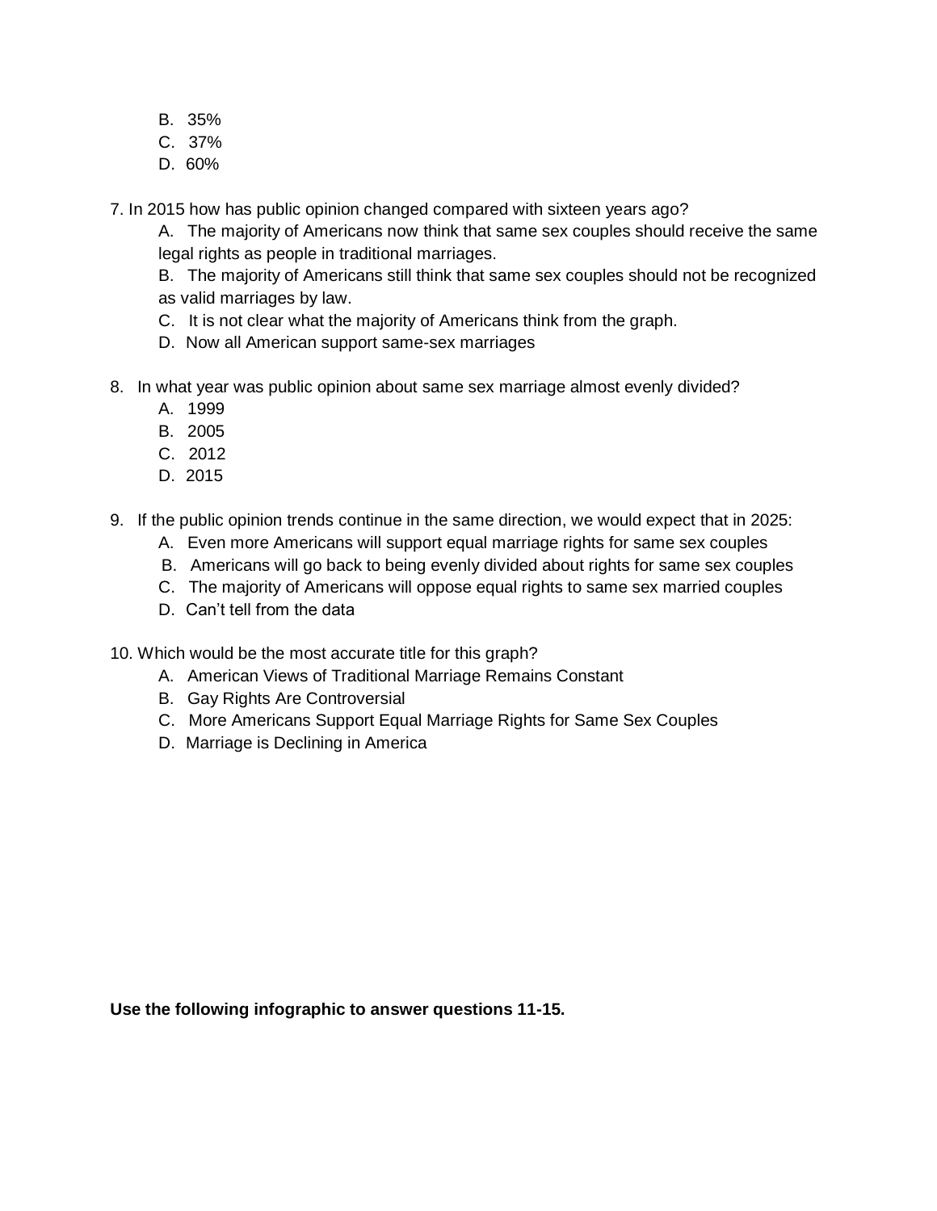B. 35%
C. 37%
D. 60%

7. In 2015 how has public opinion changed compared with sixteen years ago?

   A. The majority of Americans now think that same sex couples should receive the same legal rights as people in traditional marriages.

   B. The majority of Americans still think that same sex couples should not be recognized as valid marriages by law.

   C. It is not clear what the majority of Americans think from the graph.

   D. Now all American support same-sex marriages

8. In what year was public opinion about same sex marriage almost evenly divided?

   A. 1999
   B. 2005
   C. 2012
   D. 2015

9. If the public opinion trends continue in the same direction, we would expect that in 2025:

   A. Even more Americans will support equal marriage rights for same sex couples
   B. Americans will go back to being evenly divided about rights for same sex couples
   C. The majority of Americans will oppose equal rights to same sex married couples
   D. Can't tell from the data

10. Which would be the most accurate title for this graph?

    A. American Views of Traditional Marriage Remains Constant
    B. Gay Rights Are Controversial
    C. More Americans Support Equal Marriage Rights for Same Sex Couples
    D. Marriage is Declining in America

**Use the following infographic to answer questions 11-15.**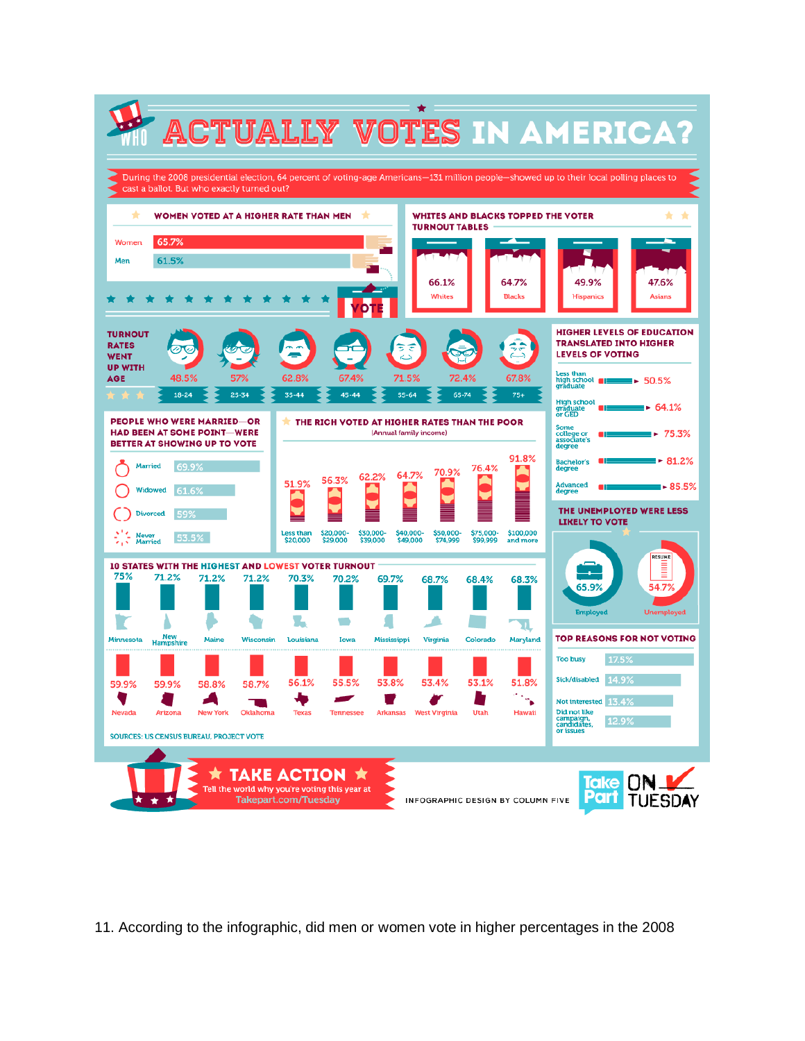# WHO ACTUALLY VOTES IN AMERICA?

During the 2008 presidential election, 64 percent of voting-age Americans—131 million people—showed up to their local polling places to cast a ballot. But who exactly turned out?

## WOMEN VOTED AT A HIGHER RATE THAN MEN

| | |
|---|---|
| Women | 65.7% |
| Men | 61.5% |

VOTE

## WHITES AND BLACKS TOPPED THE VOTER TURNOUT TABLES

| Whites | Blacks | Hispanics | Asians |
|---|---|---|---|
| 66.1% | 64.7% | 49.9% | 47.6% |

## TURNOUT RATES WENT UP WITH AGE

| 18-24 | 25-34 | 35-44 | 45-44 | 55-64 | 65-74 | 75+ |
|---|---|---|---|---|---|---|
| 48.5% | 57% | 62.8% | 67.4% | 71.5% | 72.4% | 67.8% |

## HIGHER LEVELS OF EDUCATION TRANSLATED INTO HIGHER LEVELS OF VOTING

| | |
|---|---|
| Less than high school graduate | 50.5% |
| High school graduate or GED | 64.1% |
| Some college or associate's degree | 75.3% |
| Bachelor's degree | 81.2% |
| Advanced degree | 85.5% |

## PEOPLE WHO WERE MARRIED—OR HAD BEEN AT SOME POINT—WERE BETTER AT SHOWING UP TO VOTE

| | |
|---|---|
| Married | 69.9% |
| Widowed | 61.6% |
| Divorced | 59% |
| Never Married | 53.5% |

## THE RICH VOTED AT HIGHER RATES THAN THE POOR

(Annual family income)

| Less than $20,000 | $20,000-$29,000 | $30,000-$39,000 | $40,000-$49,000 | $50,000-$74,999 | $75,000-$99,999 | $100,000 and more |
|---|---|---|---|---|---|---|
| 51.9% | 56.3% | 62.2% | 64.7% | 70.9% | 76.4% | 91.8% |

## THE UNEMPLOYED WERE LESS LIKELY TO VOTE

| Employed | Unemployed |
|---|---|
| 65.9% | 54.7% |

## 10 STATES WITH THE HIGHEST AND LOWEST VOTER TURNOUT

**Highest**

| Minnesota | New Hampshire | Maine | Wisconsin | Louisiana | Iowa | Mississippi | Virginia | Colorado | Maryland |
|---|---|---|---|---|---|---|---|---|---|
| 75% | 71.2% | 71.2% | 71.2% | 70.3% | 70.2% | 69.7% | 68.7% | 68.4% | 68.3% |

**Lowest**

| Nevada | Arizona | New York | Oklahoma | Texas | Tennessee | Arkansas | West Virginia | Utah | Hawaii |
|---|---|---|---|---|---|---|---|---|---|
| 59.9% | 59.9% | 58.8% | 58.7% | 56.1% | 55.5% | 53.8% | 53.4% | 53.1% | 51.8% |

## TOP REASONS FOR NOT VOTING

| | |
|---|---|
| Too busy | 17.5% |
| Sick/disabled | 14.9% |
| Not interested | 13.4% |
| Did not like campaign, candidates, or issues | 12.9% |

SOURCES: US CENSUS BUREAU, PROJECT VOTE

★ TAKE ACTION ★
Tell the world why you're voting this year at Takepart.com/Tuesday

INFOGRAPHIC DESIGN BY COLUMN FIVE

Take Part ON TUESDAY

11. According to the infographic, did men or women vote in higher percentages in the 2008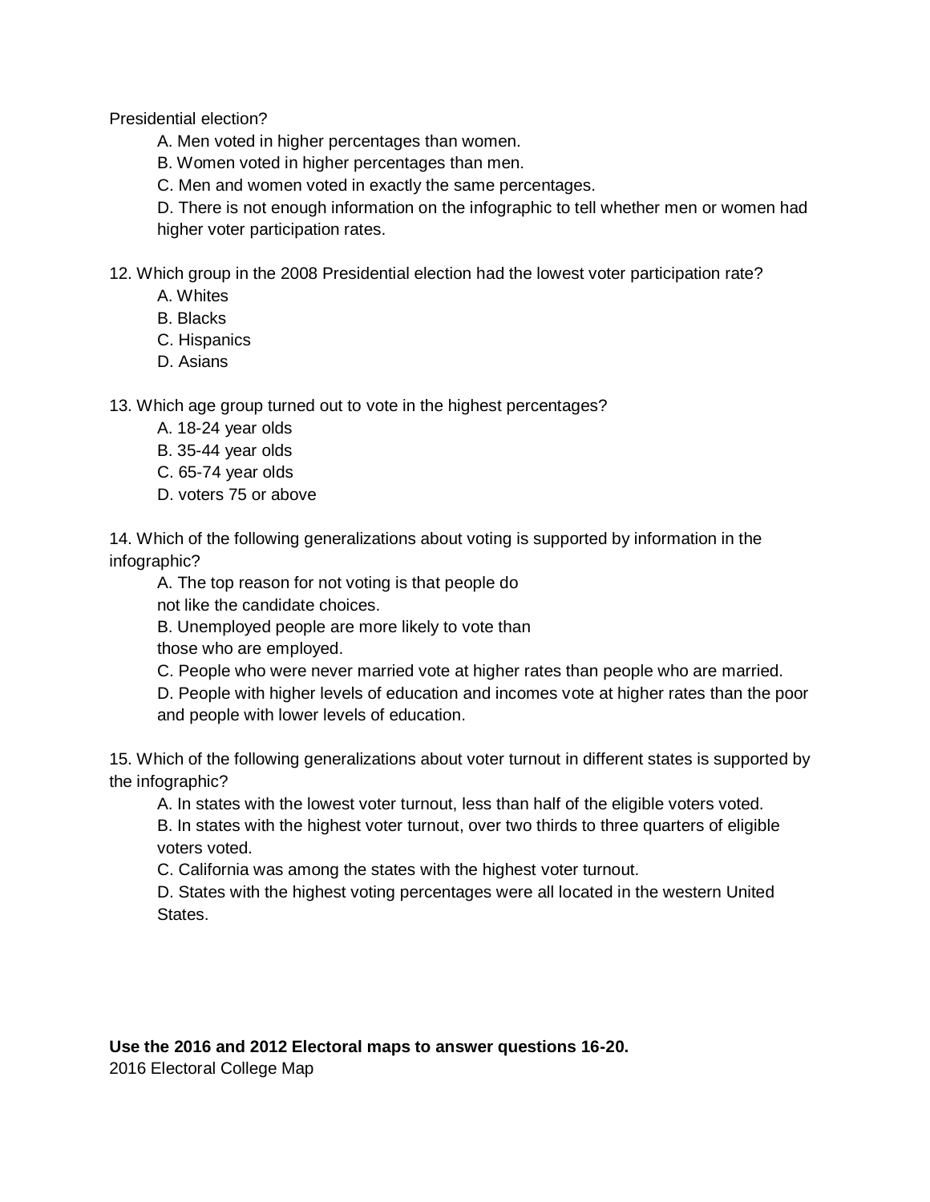Presidential election?

A. Men voted in higher percentages than women.
B. Women voted in higher percentages than men.
C. Men and women voted in exactly the same percentages.
D. There is not enough information on the infographic to tell whether men or women had higher voter participation rates.

12. Which group in the 2008 Presidential election had the lowest voter participation rate?

A. Whites
B. Blacks
C. Hispanics
D. Asians

13. Which age group turned out to vote in the highest percentages?

A. 18-24 year olds
B. 35-44 year olds
C. 65-74 year olds
D. voters 75 or above

14. Which of the following generalizations about voting is supported by information in the infographic?

A. The top reason for not voting is that people do not like the candidate choices.
B. Unemployed people are more likely to vote than those who are employed.
C. People who were never married vote at higher rates than people who are married.
D. People with higher levels of education and incomes vote at higher rates than the poor and people with lower levels of education.

15. Which of the following generalizations about voter turnout in different states is supported by the infographic?

A. In states with the lowest voter turnout, less than half of the eligible voters voted.
B. In states with the highest voter turnout, over two thirds to three quarters of eligible voters voted.
C. California was among the states with the highest voter turnout.
D. States with the highest voting percentages were all located in the western United States.

**Use the 2016 and 2012 Electoral maps to answer questions 16-20.**

2016 Electoral College Map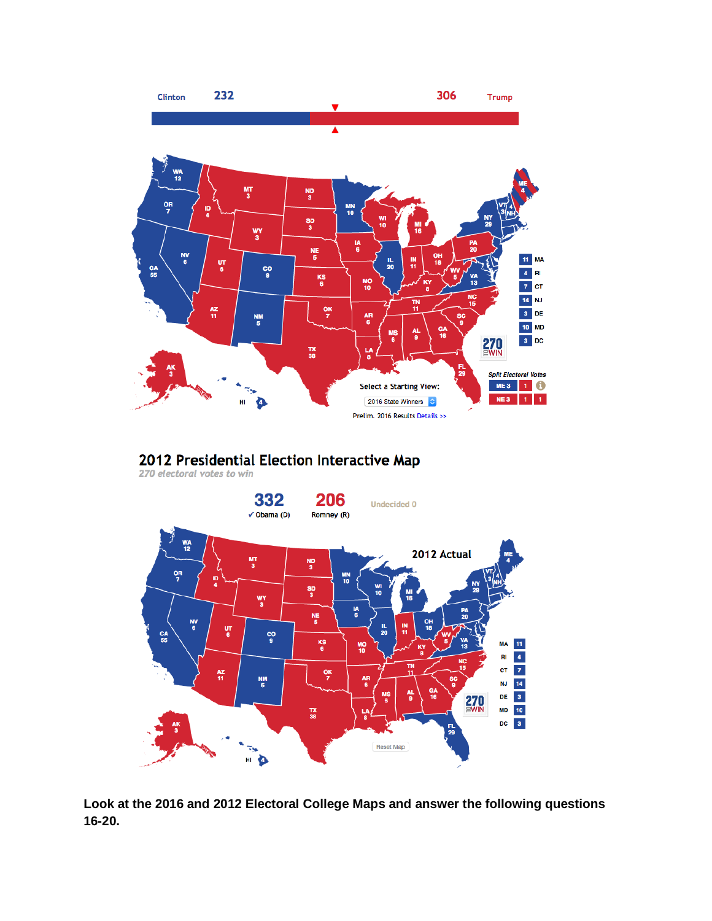**Look at the 2016 and 2012 Electoral College Maps and answer the following questions 16-20.**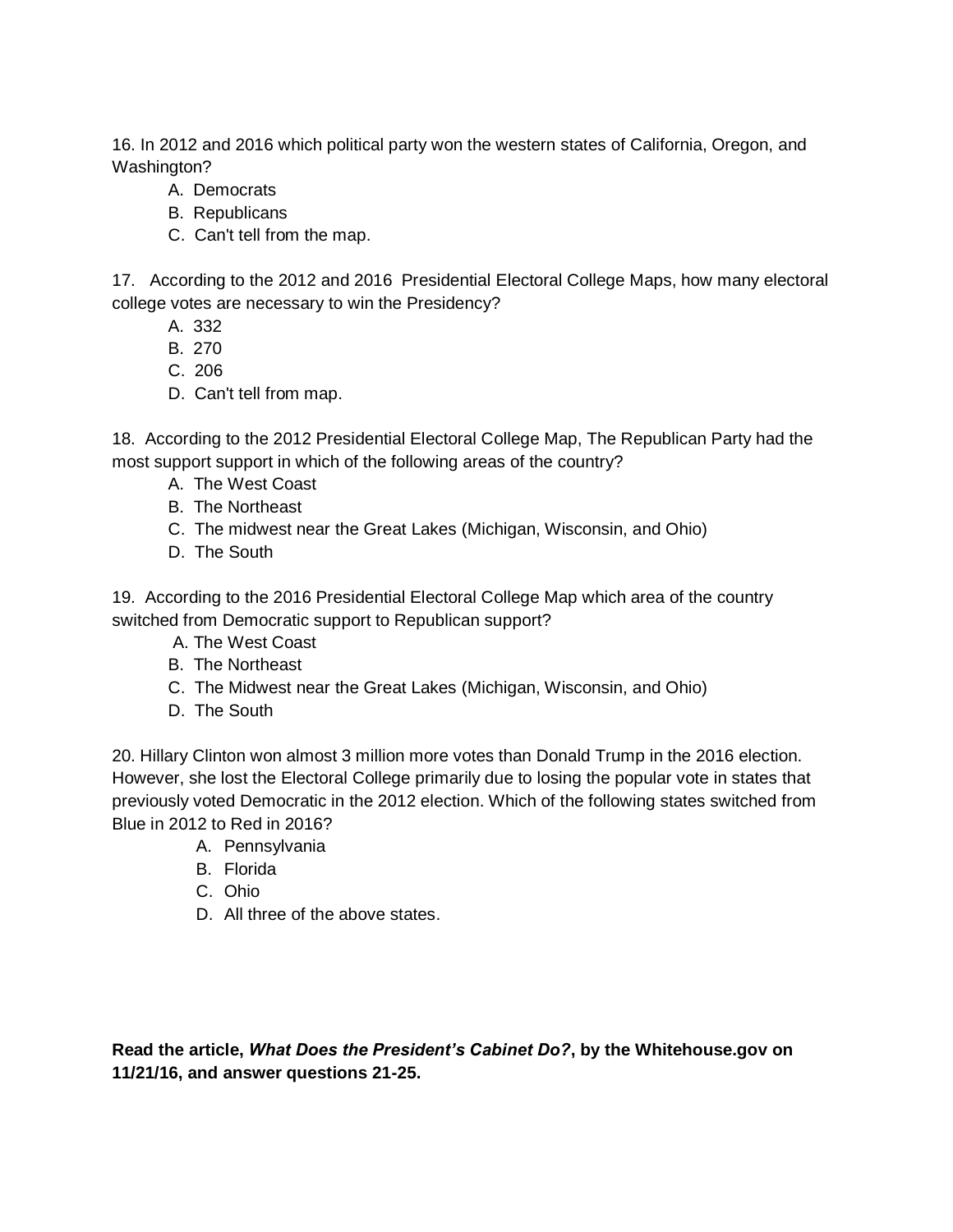16. In 2012 and 2016 which political party won the western states of California, Oregon, and Washington?

A. Democrats
B. Republicans
C. Can't tell from the map.

17. According to the 2012 and 2016 Presidential Electoral College Maps, how many electoral college votes are necessary to win the Presidency?

A. 332
B. 270
C. 206
D. Can't tell from map.

18. According to the 2012 Presidential Electoral College Map, The Republican Party had the most support support in which of the following areas of the country?

A. The West Coast
B. The Northeast
C. The midwest near the Great Lakes (Michigan, Wisconsin, and Ohio)
D. The South

19. According to the 2016 Presidential Electoral College Map which area of the country switched from Democratic support to Republican support?

A. The West Coast
B. The Northeast
C. The Midwest near the Great Lakes (Michigan, Wisconsin, and Ohio)
D. The South

20. Hillary Clinton won almost 3 million more votes than Donald Trump in the 2016 election. However, she lost the Electoral College primarily due to losing the popular vote in states that previously voted Democratic in the 2012 election. Which of the following states switched from Blue in 2012 to Red in 2016?

A. Pennsylvania
B. Florida
C. Ohio
D. All three of the above states.

**Read the article, *What Does the President's Cabinet Do?*, by the Whitehouse.gov on 11/21/16, and answer questions 21-25.**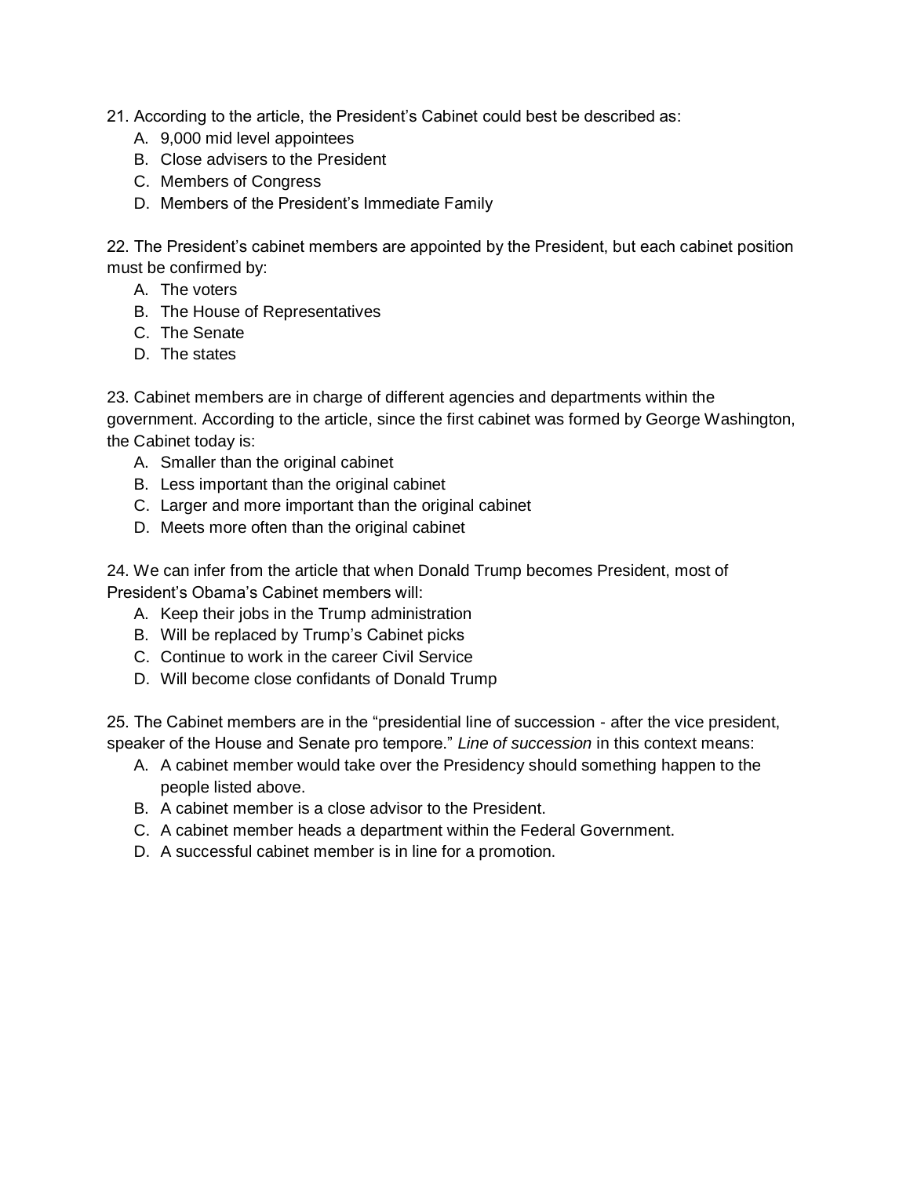21. According to the article, the President's Cabinet could best be described as:

   A. 9,000 mid level appointees
   B. Close advisers to the President
   C. Members of Congress
   D. Members of the President's Immediate Family

22. The President's cabinet members are appointed by the President, but each cabinet position must be confirmed by:

   A. The voters
   B. The House of Representatives
   C. The Senate
   D. The states

23. Cabinet members are in charge of different agencies and departments within the government. According to the article, since the first cabinet was formed by George Washington, the Cabinet today is:

   A. Smaller than the original cabinet
   B. Less important than the original cabinet
   C. Larger and more important than the original cabinet
   D. Meets more often than the original cabinet

24. We can infer from the article that when Donald Trump becomes President, most of President's Obama's Cabinet members will:

   A. Keep their jobs in the Trump administration
   B. Will be replaced by Trump's Cabinet picks
   C. Continue to work in the career Civil Service
   D. Will become close confidants of Donald Trump

25. The Cabinet members are in the "presidential line of succession - after the vice president, speaker of the House and Senate pro tempore." *Line of succession* in this context means:

   A. A cabinet member would take over the Presidency should something happen to the people listed above.
   B. A cabinet member is a close advisor to the President.
   C. A cabinet member heads a department within the Federal Government.
   D. A successful cabinet member is in line for a promotion.